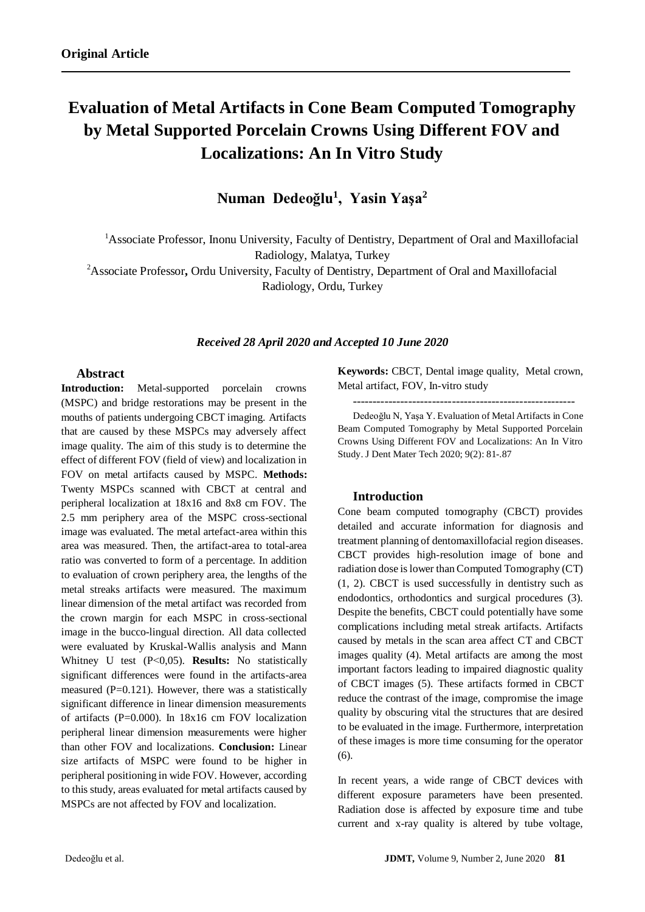**Original Article**

# Evaluation of Metal Artifacts in Cone Beam Computed Tomography by Metal Supported Porcelain Crowns Using Different FOV and Localizations: An In Vitro Study

**Numan Dedeoğlu[1], Yasin Yaşa[2]**

[1]Associate Professor, Inonu University, Faculty of Dentistry, Department of Oral and Maxillofacial Radiology, Malatya, Turkey

[2]Associate Professor, Ordu University, Faculty of Dentistry, Department of Oral and Maxillofacial Radiology, Ordu, Turkey

***Received 28 April 2020 and Accepted 10 June 2020***

## Abstract

**Introduction:** Metal-supported porcelain crowns (MSPC) and bridge restorations may be present in the mouths of patients undergoing CBCT imaging. Artifacts that are caused by these MSPCs may adversely affect image quality. The aim of this study is to determine the effect of different FOV (field of view) and localization in FOV on metal artifacts caused by MSPC. **Methods:** Twenty MSPCs scanned with CBCT at central and peripheral localization at 18x16 and 8x8 cm FOV. The 2.5 mm periphery area of the MSPC cross-sectional image was evaluated. The metal artefact-area within this area was measured. Then, the artifact-area to total-area ratio was converted to form of a percentage. In addition to evaluation of crown periphery area, the lengths of the metal streaks artifacts were measured. The maximum linear dimension of the metal artifact was recorded from the crown margin for each MSPC in cross-sectional image in the bucco-lingual direction. All data collected were evaluated by Kruskal-Wallis analysis and Mann Whitney U test (P<0,05). **Results:** No statistically significant differences were found in the artifacts-area measured (P=0.121). However, there was a statistically significant difference in linear dimension measurements of artifacts (P=0.000). In 18x16 cm FOV localization peripheral linear dimension measurements were higher than other FOV and localizations. **Conclusion:** Linear size artifacts of MSPC were found to be higher in peripheral positioning in wide FOV. However, according to this study, areas evaluated for metal artifacts caused by MSPCs are not affected by FOV and localization.

**Keywords:** CBCT, Dental image quality, Metal crown, Metal artifact, FOV, In-vitro study

---

Dedeoğlu N, Yaşa Y. Evaluation of Metal Artifacts in Cone Beam Computed Tomography by Metal Supported Porcelain Crowns Using Different FOV and Localizations: An In Vitro Study. J Dent Mater Tech 2020; 9(2): 81-.87

## Introduction

Cone beam computed tomography (CBCT) provides detailed and accurate information for diagnosis and treatment planning of dentomaxillofacial region diseases. CBCT provides high-resolution image of bone and radiation dose is lower than Computed Tomography (CT) (1, 2). CBCT is used successfully in dentistry such as endodontics, orthodontics and surgical procedures (3). Despite the benefits, CBCT could potentially have some complications including metal streak artifacts. Artifacts caused by metals in the scan area affect CT and CBCT images quality (4). Metal artifacts are among the most important factors leading to impaired diagnostic quality of CBCT images (5). These artifacts formed in CBCT reduce the contrast of the image, compromise the image quality by obscuring vital the structures that are desired to be evaluated in the image. Furthermore, interpretation of these images is more time consuming for the operator (6).

In recent years, a wide range of CBCT devices with different exposure parameters have been presented. Radiation dose is affected by exposure time and tube current and x-ray quality is altered by tube voltage,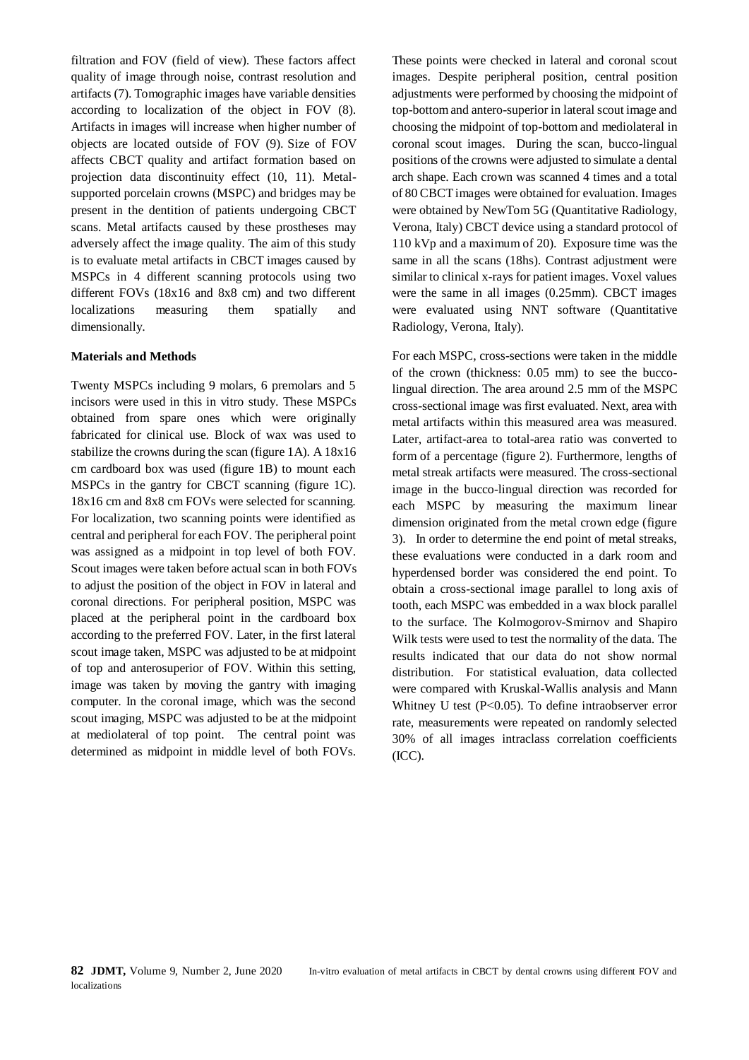filtration and FOV (field of view). These factors affect quality of image through noise, contrast resolution and artifacts (7). Tomographic images have variable densities according to localization of the object in FOV (8). Artifacts in images will increase when higher number of objects are located outside of FOV (9). Size of FOV affects CBCT quality and artifact formation based on projection data discontinuity effect (10, 11). Metal-supported porcelain crowns (MSPC) and bridges may be present in the dentition of patients undergoing CBCT scans. Metal artifacts caused by these prostheses may adversely affect the image quality. The aim of this study is to evaluate metal artifacts in CBCT images caused by MSPCs in 4 different scanning protocols using two different FOVs (18x16 and 8x8 cm) and two different localizations measuring them spatially and dimensionally.

**Materials and Methods**

Twenty MSPCs including 9 molars, 6 premolars and 5 incisors were used in this in vitro study. These MSPCs obtained from spare ones which were originally fabricated for clinical use. Block of wax was used to stabilize the crowns during the scan (figure 1A). A 18x16 cm cardboard box was used (figure 1B) to mount each MSPCs in the gantry for CBCT scanning (figure 1C). 18x16 cm and 8x8 cm FOVs were selected for scanning. For localization, two scanning points were identified as central and peripheral for each FOV. The peripheral point was assigned as a midpoint in top level of both FOV. Scout images were taken before actual scan in both FOVs to adjust the position of the object in FOV in lateral and coronal directions. For peripheral position, MSPC was placed at the peripheral point in the cardboard box according to the preferred FOV. Later, in the first lateral scout image taken, MSPC was adjusted to be at midpoint of top and anterosuperior of FOV. Within this setting, image was taken by moving the gantry with imaging computer. In the coronal image, which was the second scout imaging, MSPC was adjusted to be at the midpoint at mediolateral of top point. The central point was determined as midpoint in middle level of both FOVs. These points were checked in lateral and coronal scout images. Despite peripheral position, central position adjustments were performed by choosing the midpoint of top-bottom and antero-superior in lateral scout image and choosing the midpoint of top-bottom and mediolateral in coronal scout images. During the scan, bucco-lingual positions of the crowns were adjusted to simulate a dental arch shape. Each crown was scanned 4 times and a total of 80 CBCT images were obtained for evaluation. Images were obtained by NewTom 5G (Quantitative Radiology, Verona, Italy) CBCT device using a standard protocol of 110 kVp and a maximum of 20). Exposure time was the same in all the scans (18hs). Contrast adjustment were similar to clinical x-rays for patient images. Voxel values were the same in all images (0.25mm). CBCT images were evaluated using NNT software (Quantitative Radiology, Verona, Italy).

For each MSPC, cross-sections were taken in the middle of the crown (thickness: 0.05 mm) to see the bucco-lingual direction. The area around 2.5 mm of the MSPC cross-sectional image was first evaluated. Next, area with metal artifacts within this measured area was measured. Later, artifact-area to total-area ratio was converted to form of a percentage (figure 2). Furthermore, lengths of metal streak artifacts were measured. The cross-sectional image in the bucco-lingual direction was recorded for each MSPC by measuring the maximum linear dimension originated from the metal crown edge (figure 3). In order to determine the end point of metal streaks, these evaluations were conducted in a dark room and hyperdensed border was considered the end point. To obtain a cross-sectional image parallel to long axis of tooth, each MSPC was embedded in a wax block parallel to the surface. The Kolmogorov-Smirnov and Shapiro Wilk tests were used to test the normality of the data. The results indicated that our data do not show normal distribution. For statistical evaluation, data collected were compared with Kruskal-Wallis analysis and Mann Whitney U test ($P<0.05$). To define intraobserver error rate, measurements were repeated on randomly selected 30% of all images intraclass correlation coefficients (ICC).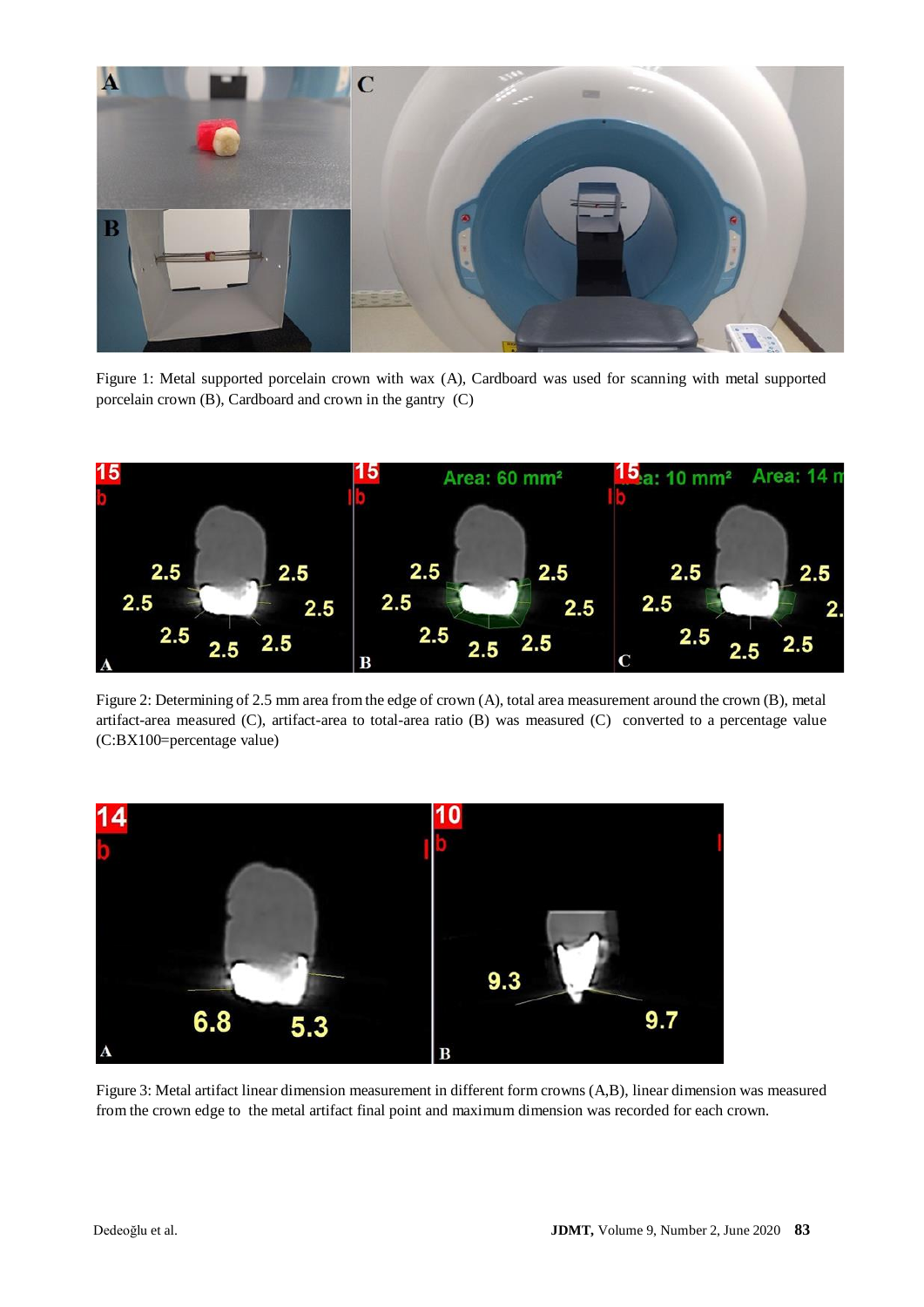Figure 1: Metal supported porcelain crown with wax (A), Cardboard was used for scanning with metal supported porcelain crown (B), Cardboard and crown in the gantry (C)

Figure 2: Determining of 2.5 mm area from the edge of crown (A), total area measurement around the crown (B), metal artifact-area measured (C), artifact-area to total-area ratio (B) was measured (C) converted to a percentage value (C:BX100=percentage value)

Figure 3: Metal artifact linear dimension measurement in different form crowns (A,B), linear dimension was measured from the crown edge to the metal artifact final point and maximum dimension was recorded for each crown.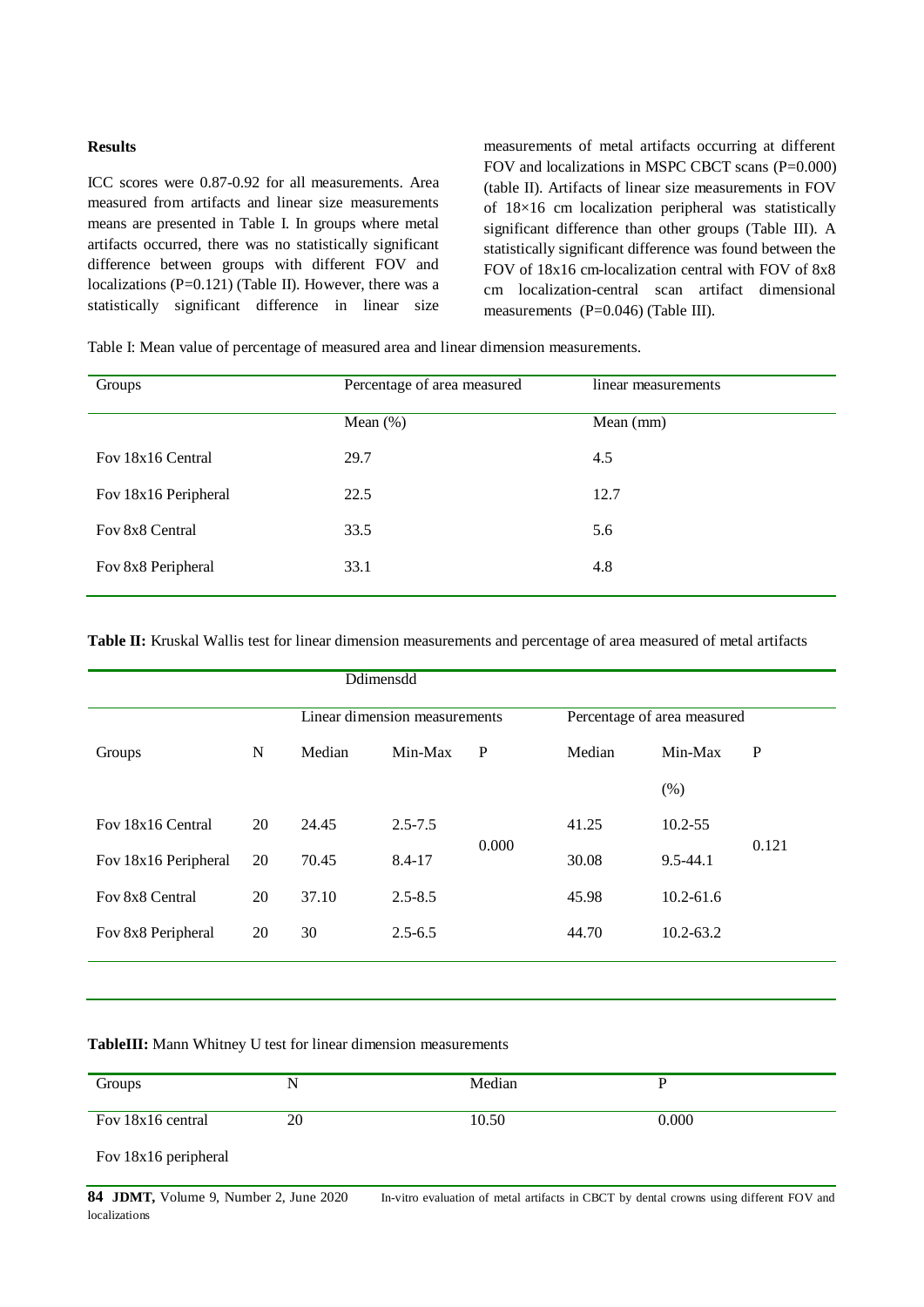### Results

ICC scores were 0.87-0.92 for all measurements. Area measured from artifacts and linear size measurements means are presented in Table I. In groups where metal artifacts occurred, there was no statistically significant difference between groups with different FOV and localizations (P=0.121) (Table II). However, there was a statistically significant difference in linear size measurements of metal artifacts occurring at different FOV and localizations in MSPC CBCT scans (P=0.000) (table II). Artifacts of linear size measurements in FOV of 18×16 cm localization peripheral was statistically significant difference than other groups (Table III). A statistically significant difference was found between the FOV of 18x16 cm-localization central with FOV of 8x8 cm localization-central scan artifact dimensional measurements (P=0.046) (Table III).

Table I: Mean value of percentage of measured area and linear dimension measurements.

| Groups | Percentage of area measured | linear measurements |
|---|---|---|
| | Mean (%) | Mean (mm) |
| Fov 18x16 Central | 29.7 | 4.5 |
| Fov 18x16 Peripheral | 22.5 | 12.7 |
| Fov 8x8 Central | 33.5 | 5.6 |
| Fov 8x8 Peripheral | 33.1 | 4.8 |

**Table II:** Kruskal Wallis test for linear dimension measurements and percentage of area measured of metal artifacts

| | | Ddimensdd | | | | | |
|---|---|---|---|---|---|---|---|
| | | Linear dimension measurements | | | Percentage of area measured | | |
| Groups | N | Median | Min-Max | P | Median | Min-Max (%) | P |
| Fov 18x16 Central | 20 | 24.45 | 2.5-7.5 | 0.000 | 41.25 | 10.2-55 | 0.121 |
| Fov 18x16 Peripheral | 20 | 70.45 | 8.4-17 | | 30.08 | 9.5-44.1 | |
| Fov 8x8 Central | 20 | 37.10 | 2.5-8.5 | | 45.98 | 10.2-61.6 | |
| Fov 8x8 Peripheral | 20 | 30 | 2.5-6.5 | | 44.70 | 10.2-63.2 | |

**TableIII:** Mann Whitney U test for linear dimension measurements

| Groups | N | Median | P |
|---|---|---|---|
| Fov 18x16 central | 20 | 10.50 | 0.000 |
| Fov 18x16 peripheral | | | |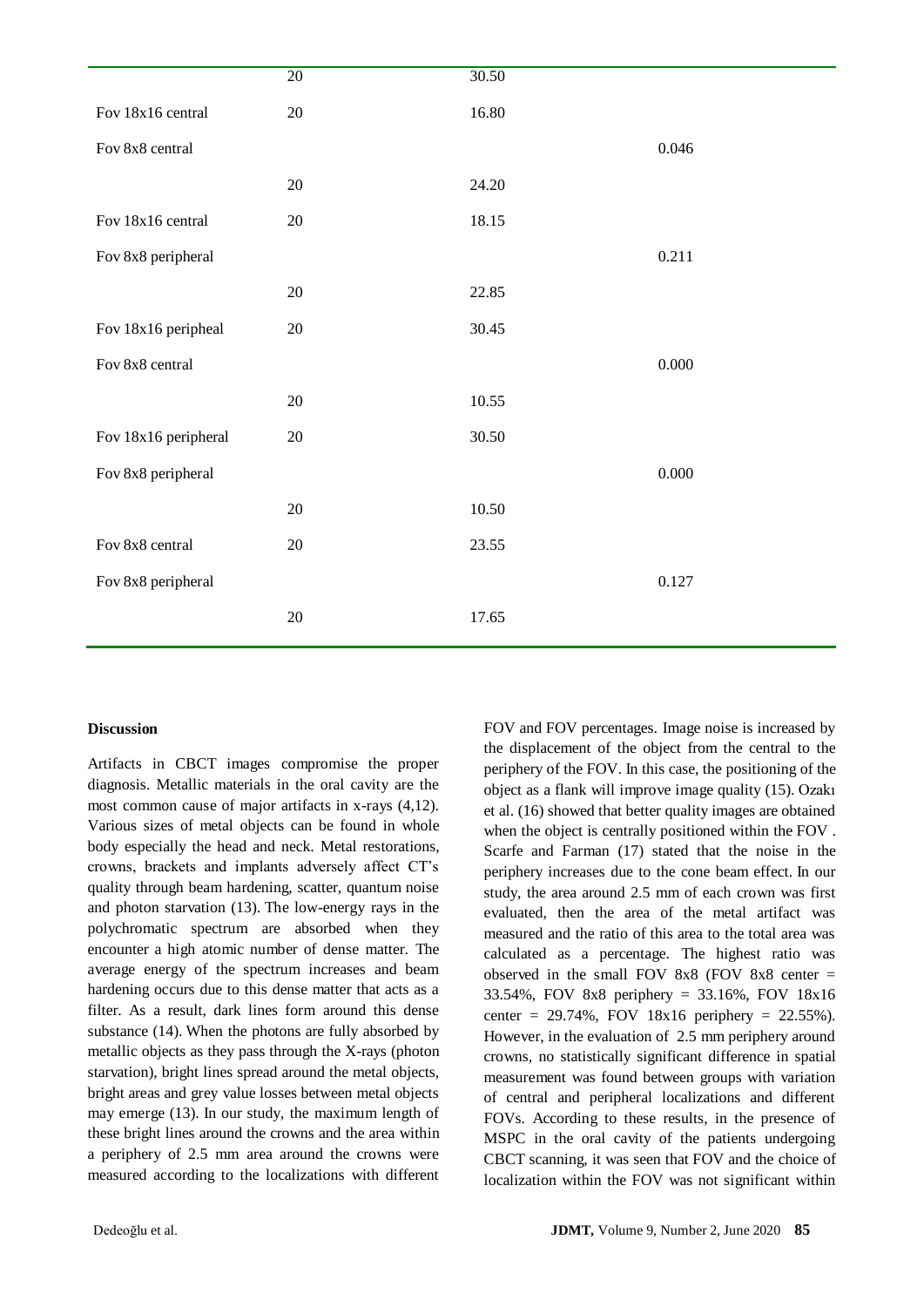| | | | |
|---|---|---|---|
| | 20 | 30.50 | |
| Fov 18x16 central | 20 | 16.80 | |
| Fov 8x8 central | | | 0.046 |
| | 20 | 24.20 | |
| Fov 18x16 central | 20 | 18.15 | |
| Fov 8x8 peripheral | | | 0.211 |
| | 20 | 22.85 | |
| Fov 18x16 peripheal | 20 | 30.45 | |
| Fov 8x8 central | | | 0.000 |
| | 20 | 10.55 | |
| Fov 18x16 peripheral | 20 | 30.50 | |
| Fov 8x8 peripheral | | | 0.000 |
| | 20 | 10.50 | |
| Fov 8x8 central | 20 | 23.55 | |
| Fov 8x8 peripheral | | | 0.127 |
| | 20 | 17.65 | |

**Discussion**

Artifacts in CBCT images compromise the proper diagnosis. Metallic materials in the oral cavity are the most common cause of major artifacts in x-rays (4,12). Various sizes of metal objects can be found in whole body especially the head and neck. Metal restorations, crowns, brackets and implants adversely affect CT's quality through beam hardening, scatter, quantum noise and photon starvation (13). The low-energy rays in the polychromatic spectrum are absorbed when they encounter a high atomic number of dense matter. The average energy of the spectrum increases and beam hardening occurs due to this dense matter that acts as a filter. As a result, dark lines form around this dense substance (14). When the photons are fully absorbed by metallic objects as they pass through the X-rays (photon starvation), bright lines spread around the metal objects, bright areas and grey value losses between metal objects may emerge (13). In our study, the maximum length of these bright lines around the crowns and the area within a periphery of 2.5 mm area around the crowns were measured according to the localizations with different FOV and FOV percentages. Image noise is increased by the displacement of the object from the central to the periphery of the FOV. In this case, the positioning of the object as a flank will improve image quality (15). Ozakı et al. (16) showed that better quality images are obtained when the object is centrally positioned within the FOV . Scarfe and Farman (17) stated that the noise in the periphery increases due to the cone beam effect. In our study, the area around 2.5 mm of each crown was first evaluated, then the area of the metal artifact was measured and the ratio of this area to the total area was calculated as a percentage. The highest ratio was observed in the small FOV 8x8 (FOV 8x8 center = 33.54%, FOV 8x8 periphery = 33.16%, FOV 18x16 center = 29.74%, FOV 18x16 periphery = 22.55%). However, in the evaluation of 2.5 mm periphery around crowns, no statistically significant difference in spatial measurement was found between groups with variation of central and peripheral localizations and different FOVs. According to these results, in the presence of MSPC in the oral cavity of the patients undergoing CBCT scanning, it was seen that FOV and the choice of localization within the FOV was not significant within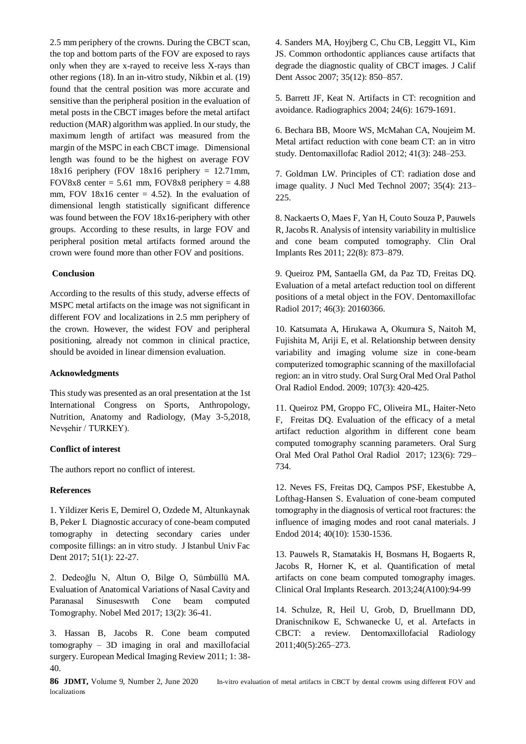2.5 mm periphery of the crowns. During the CBCT scan, the top and bottom parts of the FOV are exposed to rays only when they are x-rayed to receive less X-rays than other regions (18). In an in-vitro study, Nikbin et al. (19) found that the central position was more accurate and sensitive than the peripheral position in the evaluation of metal posts in the CBCT images before the metal artifact reduction (MAR) algorithm was applied. In our study, the maximum length of artifact was measured from the margin of the MSPC in each CBCT image. Dimensional length was found to be the highest on average FOV 18x16 periphery (FOV 18x16 periphery = 12.71mm, FOV8x8 center = 5.61 mm, FOV8x8 periphery = 4.88 mm, FOV 18x16 center = 4.52). In the evaluation of dimensional length statistically significant difference was found between the FOV 18x16-periphery with other groups. According to these results, in large FOV and peripheral position metal artifacts formed around the crown were found more than other FOV and positions.

**Conclusion**

According to the results of this study, adverse effects of MSPC metal artifacts on the image was not significant in different FOV and localizations in 2.5 mm periphery of the crown. However, the widest FOV and peripheral positioning, already not common in clinical practice, should be avoided in linear dimension evaluation.

**Acknowledgments**

This study was presented as an oral presentation at the 1st International Congress on Sports, Anthropology, Nutrition, Anatomy and Radiology, (May 3-5,2018, Nevşehir / TURKEY).

**Conflict of interest**

The authors report no conflict of interest.

**References**

1. Yildizer Keris E, Demirel O, Ozdede M, Altunkaynak B, Peker I. Diagnostic accuracy of cone-beam computed tomography in detecting secondary caries under composite fillings: an in vitro study. J Istanbul Univ Fac Dent 2017; 51(1): 22-27.

2. Dedeoğlu N, Altun O, Bilge O, Sümbüllü MA. Evaluation of Anatomical Variations of Nasal Cavity and Paranasal Sinuseswıth Cone beam computed Tomography. Nobel Med 2017; 13(2): 36-41.

3. Hassan B, Jacobs R. Cone beam computed tomography – 3D imaging in oral and maxillofacial surgery. European Medical Imaging Review 2011; 1: 38-40.

4. Sanders MA, Hoyjberg C, Chu CB, Leggitt VL, Kim JS. Common orthodontic appliances cause artifacts that degrade the diagnostic quality of CBCT images. J Calif Dent Assoc 2007; 35(12): 850–857.

5. Barrett JF, Keat N. Artifacts in CT: recognition and avoidance. Radiographics 2004; 24(6): 1679-1691.

6. Bechara BB, Moore WS, McMahan CA, Noujeim M. Metal artifact reduction with cone beam CT: an in vitro study. Dentomaxillofac Radiol 2012; 41(3): 248–253.

7. Goldman LW. Principles of CT: radiation dose and image quality. J Nucl Med Technol 2007; 35(4): 213–225.

8. Nackaerts O, Maes F, Yan H, Couto Souza P, Pauwels R, Jacobs R. Analysis of intensity variability in multislice and cone beam computed tomography. Clin Oral Implants Res 2011; 22(8): 873–879.

9. Queiroz PM, Santaella GM, da Paz TD, Freitas DQ. Evaluation of a metal artefact reduction tool on different positions of a metal object in the FOV. Dentomaxillofac Radiol 2017; 46(3): 20160366.

10. Katsumata A, Hirukawa A, Okumura S, Naitoh M, Fujishita M, Ariji E, et al. Relationship between density variability and imaging volume size in cone-beam computerized tomographic scanning of the maxillofacial region: an in vitro study. Oral Surg Oral Med Oral Pathol Oral Radiol Endod. 2009; 107(3): 420-425.

11. Queiroz PM, Groppo FC, Oliveira ML, Haiter-Neto F, Freitas DQ. Evaluation of the efficacy of a metal artifact reduction algorithm in different cone beam computed tomography scanning parameters. Oral Surg Oral Med Oral Pathol Oral Radiol 2017; 123(6): 729–734.

12. Neves FS, Freitas DQ, Campos PSF, Ekestubbe A, Lofthag-Hansen S. Evaluation of cone-beam computed tomography in the diagnosis of vertical root fractures: the influence of imaging modes and root canal materials. J Endod 2014; 40(10): 1530-1536.

13. Pauwels R, Stamatakis H, Bosmans H, Bogaerts R, Jacobs R, Horner K, et al. Quantification of metal artifacts on cone beam computed tomography images. Clinical Oral Implants Research. 2013;24(A100):94-99

14. Schulze, R, Heil U, Grob, D, Bruellmann DD, Dranischnikow E, Schwanecke U, et al. Artefacts in CBCT: a review. Dentomaxillofacial Radiology 2011;40(5):265–273.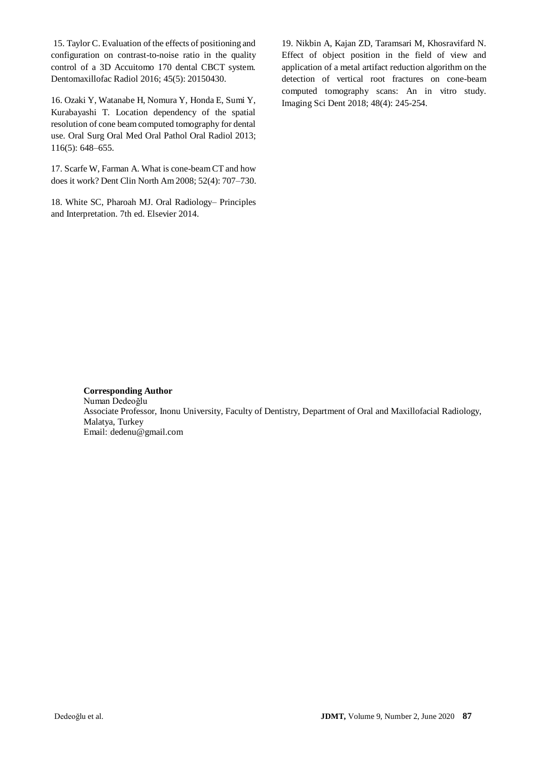15. Taylor C. Evaluation of the effects of positioning and configuration on contrast-to-noise ratio in the quality control of a 3D Accuitomo 170 dental CBCT system. Dentomaxillofac Radiol 2016; 45(5): 20150430.

16. Ozaki Y, Watanabe H, Nomura Y, Honda E, Sumi Y, Kurabayashi T. Location dependency of the spatial resolution of cone beam computed tomography for dental use. Oral Surg Oral Med Oral Pathol Oral Radiol 2013; 116(5): 648–655.

17. Scarfe W, Farman A. What is cone-beam CT and how does it work? Dent Clin North Am 2008; 52(4): 707–730.

18. White SC, Pharoah MJ. Oral Radiology– Principles and Interpretation. 7th ed. Elsevier 2014.

19. Nikbin A, Kajan ZD, Taramsari M, Khosravifard N. Effect of object position in the field of view and application of a metal artifact reduction algorithm on the detection of vertical root fractures on cone-beam computed tomography scans: An in vitro study. Imaging Sci Dent 2018; 48(4): 245-254.

**Corresponding Author**
Numan Dedeoğlu
Associate Professor, Inonu University, Faculty of Dentistry, Department of Oral and Maxillofacial Radiology, Malatya, Turkey
Email: dedenu@gmail.com